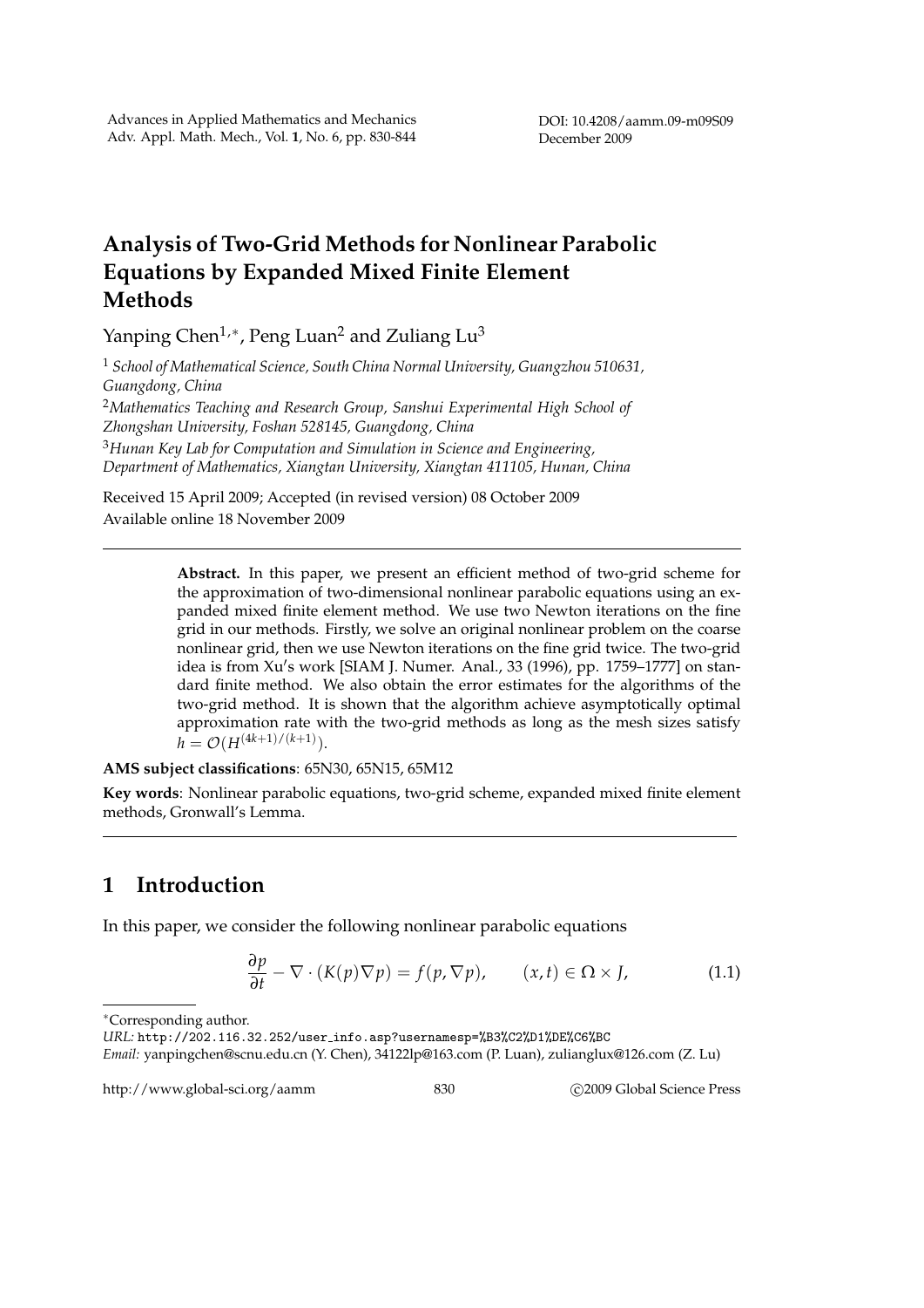# Analysis of Two-Grid Methods for Nonlinear Parabolic Equations by Expanded Mixed Finite Element Methods

Yanping Chen[1,*], Peng Luan[2] and Zuliang Lu[3]

[1] *School of Mathematical Science, South China Normal University, Guangzhou 510631, Guangdong, China*

[2] *Mathematics Teaching and Research Group, Sanshui Experimental High School of Zhongshan University, Foshan 528145, Guangdong, China*

[3] *Hunan Key Lab for Computation and Simulation in Science and Engineering, Department of Mathematics, Xiangtan University, Xiangtan 411105, Hunan, China*

Received 15 April 2009; Accepted (in revised version) 08 October 2009

Available online 18 November 2009

> **Abstract.** In this paper, we present an efficient method of two-grid scheme for the approximation of two-dimensional nonlinear parabolic equations using an expanded mixed finite element method. We use two Newton iterations on the fine grid in our methods. Firstly, we solve an original nonlinear problem on the coarse nonlinear grid, then we use Newton iterations on the fine grid twice. The two-grid idea is from Xu's work [SIAM J. Numer. Anal., 33 (1996), pp. 1759–1777] on standard finite method. We also obtain the error estimates for the algorithms of the two-grid method. It is shown that the algorithm achieve asymptotically optimal approximation rate with the two-grid methods as long as the mesh sizes satisfy $h = \mathcal{O}(H^{(4k+1)/(k+1)})$.

**AMS subject classifications**: 65N30, 65N15, 65M12

**Key words**: Nonlinear parabolic equations, two-grid scheme, expanded mixed finite element methods, Gronwall's Lemma.

## 1 Introduction

In this paper, we consider the following nonlinear parabolic equations

$$\frac{\partial p}{\partial t} - \nabla \cdot (K(p)\nabla p) = f(p, \nabla p), \qquad (x,t) \in \Omega \times J, \tag{1.1}$$

*Corresponding author.

*URL:* http://202.116.32.252/user_info.asp?usernamesp=%B3%C2%D1%DE%C6%BC

*Email:* yanpingchen@scnu.edu.cn (Y. Chen), 34122lp@163.com (P. Luan), zulianglux@126.com (Z. Lu)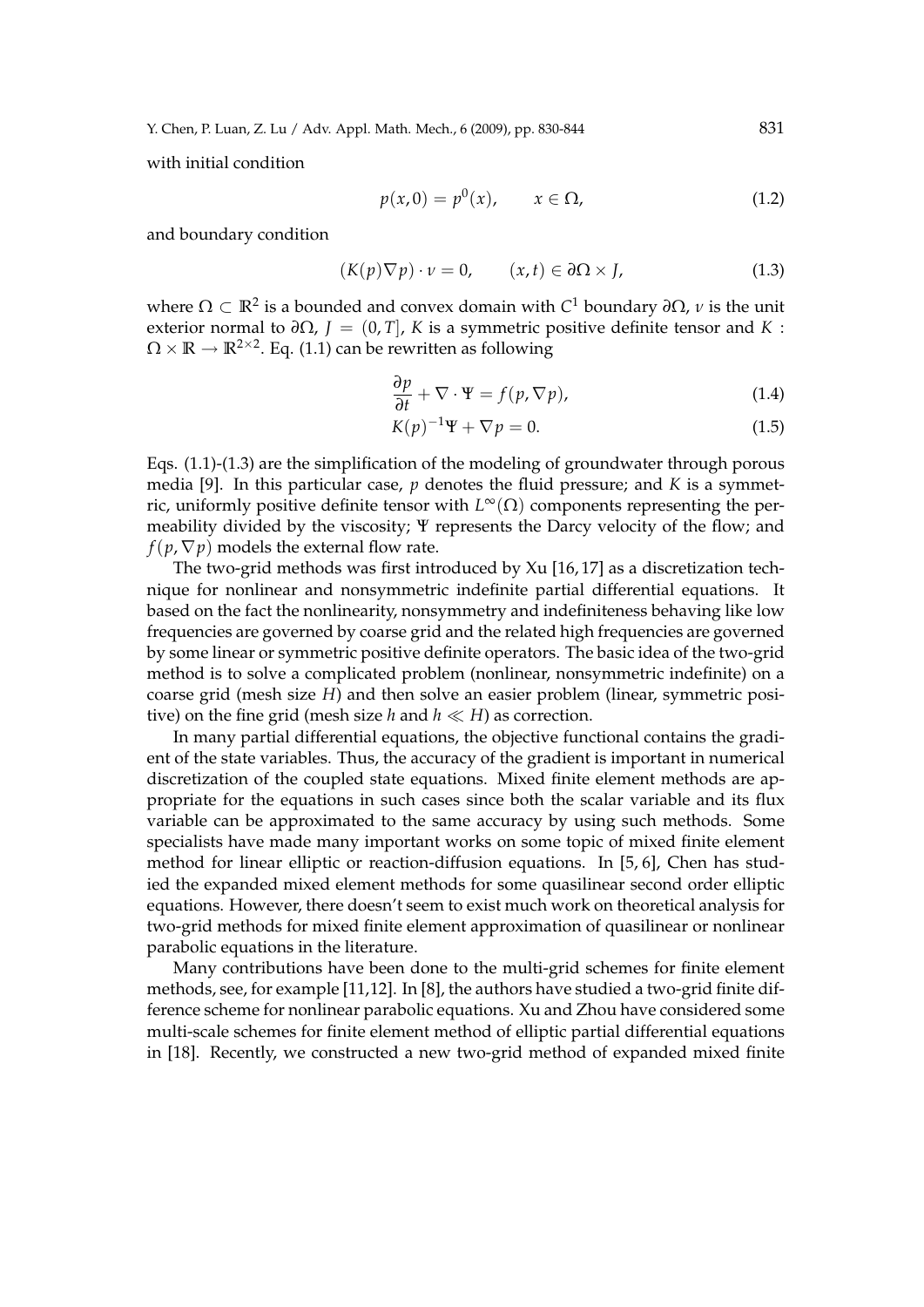with initial condition

$$p(x,0) = p^0(x), \qquad x \in \Omega, \tag{1.2}$$

and boundary condition

$$(K(p)\nabla p) \cdot \nu = 0, \qquad (x,t) \in \partial\Omega \times J, \tag{1.3}$$

where $\Omega \subset \mathbb{R}^2$ is a bounded and convex domain with $C^1$ boundary $\partial\Omega$, $\nu$ is the unit exterior normal to $\partial\Omega$, $J = (0,T]$, $K$ is a symmetric positive definite tensor and $K : \Omega \times \mathbb{R} \to \mathbb{R}^{2\times 2}$. Eq. (1.1) can be rewritten as following

$$\frac{\partial p}{\partial t} + \nabla \cdot \Psi = f(p, \nabla p), \tag{1.4}$$

$$K(p)^{-1}\Psi + \nabla p = 0. \tag{1.5}$$

Eqs. (1.1)-(1.3) are the simplification of the modeling of groundwater through porous media [9]. In this particular case, $p$ denotes the fluid pressure; and $K$ is a symmetric, uniformly positive definite tensor with $L^\infty(\Omega)$ components representing the permeability divided by the viscosity; $\Psi$ represents the Darcy velocity of the flow; and $f(p, \nabla p)$ models the external flow rate.

The two-grid methods was first introduced by Xu [16, 17] as a discretization technique for nonlinear and nonsymmetric indefinite partial differential equations. It based on the fact the nonlinearity, nonsymmetry and indefiniteness behaving like low frequencies are governed by coarse grid and the related high frequencies are governed by some linear or symmetric positive definite operators. The basic idea of the two-grid method is to solve a complicated problem (nonlinear, nonsymmetric indefinite) on a coarse grid (mesh size $H$) and then solve an easier problem (linear, symmetric positive) on the fine grid (mesh size $h$ and $h \ll H$) as correction.

In many partial differential equations, the objective functional contains the gradient of the state variables. Thus, the accuracy of the gradient is important in numerical discretization of the coupled state equations. Mixed finite element methods are appropriate for the equations in such cases since both the scalar variable and its flux variable can be approximated to the same accuracy by using such methods. Some specialists have made many important works on some topic of mixed finite element method for linear elliptic or reaction-diffusion equations. In [5, 6], Chen has studied the expanded mixed element methods for some quasilinear second order elliptic equations. However, there doesn't seem to exist much work on theoretical analysis for two-grid methods for mixed finite element approximation of quasilinear or nonlinear parabolic equations in the literature.

Many contributions have been done to the multi-grid schemes for finite element methods, see, for example [11,12]. In [8], the authors have studied a two-grid finite difference scheme for nonlinear parabolic equations. Xu and Zhou have considered some multi-scale schemes for finite element method of elliptic partial differential equations in [18]. Recently, we constructed a new two-grid method of expanded mixed finite